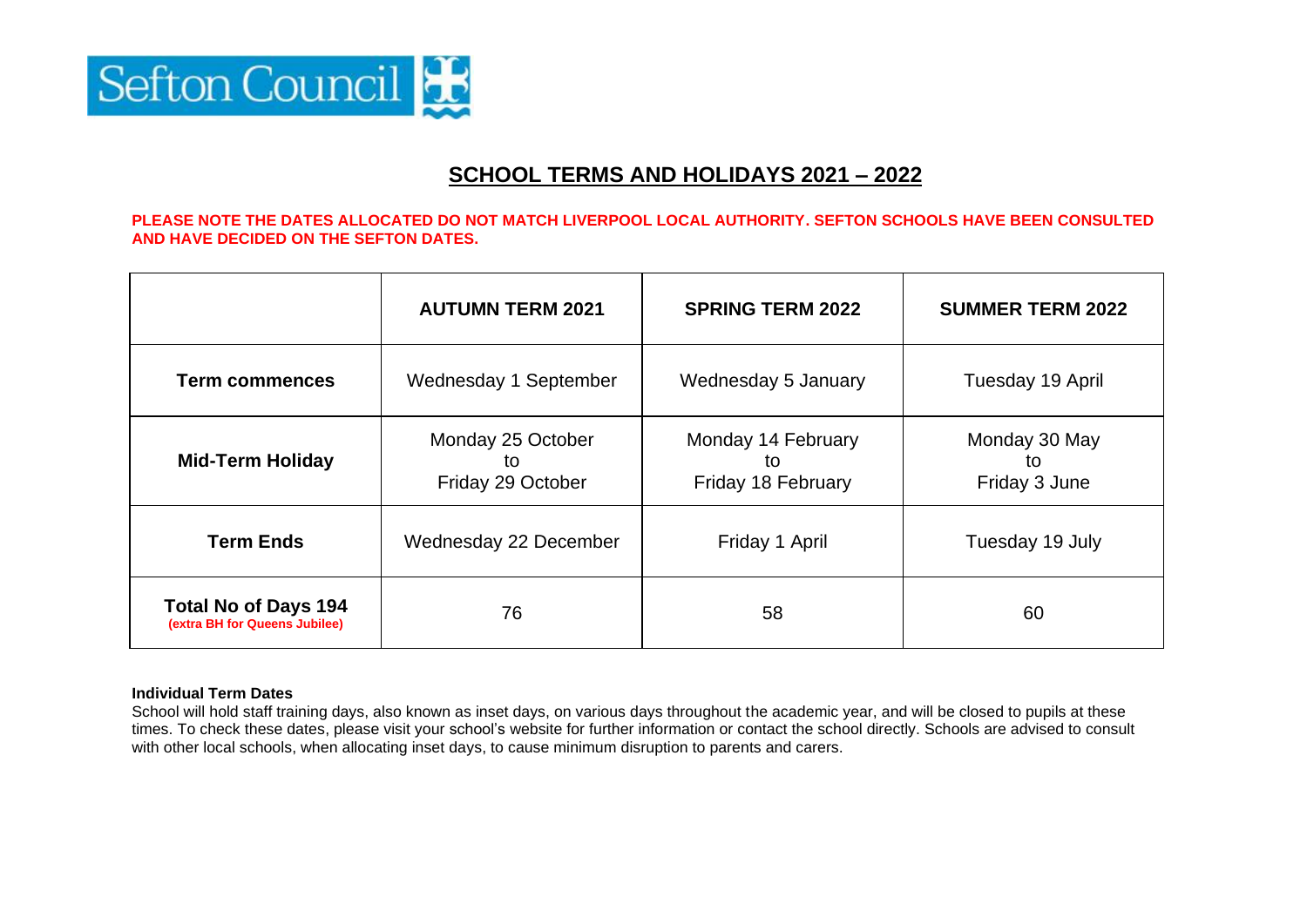Sefton Council

# SCHOOL TERMS AND HOLIDAYS 2021 – 2022

**PLEASE NOTE THE DATES ALLOCATED DO NOT MATCH LIVERPOOL LOCAL AUTHORITY. SEFTON SCHOOLS HAVE BEEN CONSULTED AND HAVE DECIDED ON THE SEFTON DATES.**

| | AUTUMN TERM 2021 | SPRING TERM 2022 | SUMMER TERM 2022 |
|---|---|---|---|
| **Term commences** | Wednesday 1 September | Wednesday 5 January | Tuesday 19 April |
| **Mid-Term Holiday** | Monday 25 October to Friday 29 October | Monday 14 February to Friday 18 February | Monday 30 May to Friday 3 June |
| **Term Ends** | Wednesday 22 December | Friday 1 April | Tuesday 19 July |
| **Total No of Days 194** (extra BH for Queens Jubilee) | 76 | 58 | 60 |

**Individual Term Dates**

School will hold staff training days, also known as inset days, on various days throughout the academic year, and will be closed to pupils at these times. To check these dates, please visit your school's website for further information or contact the school directly. Schools are advised to consult with other local schools, when allocating inset days, to cause minimum disruption to parents and carers.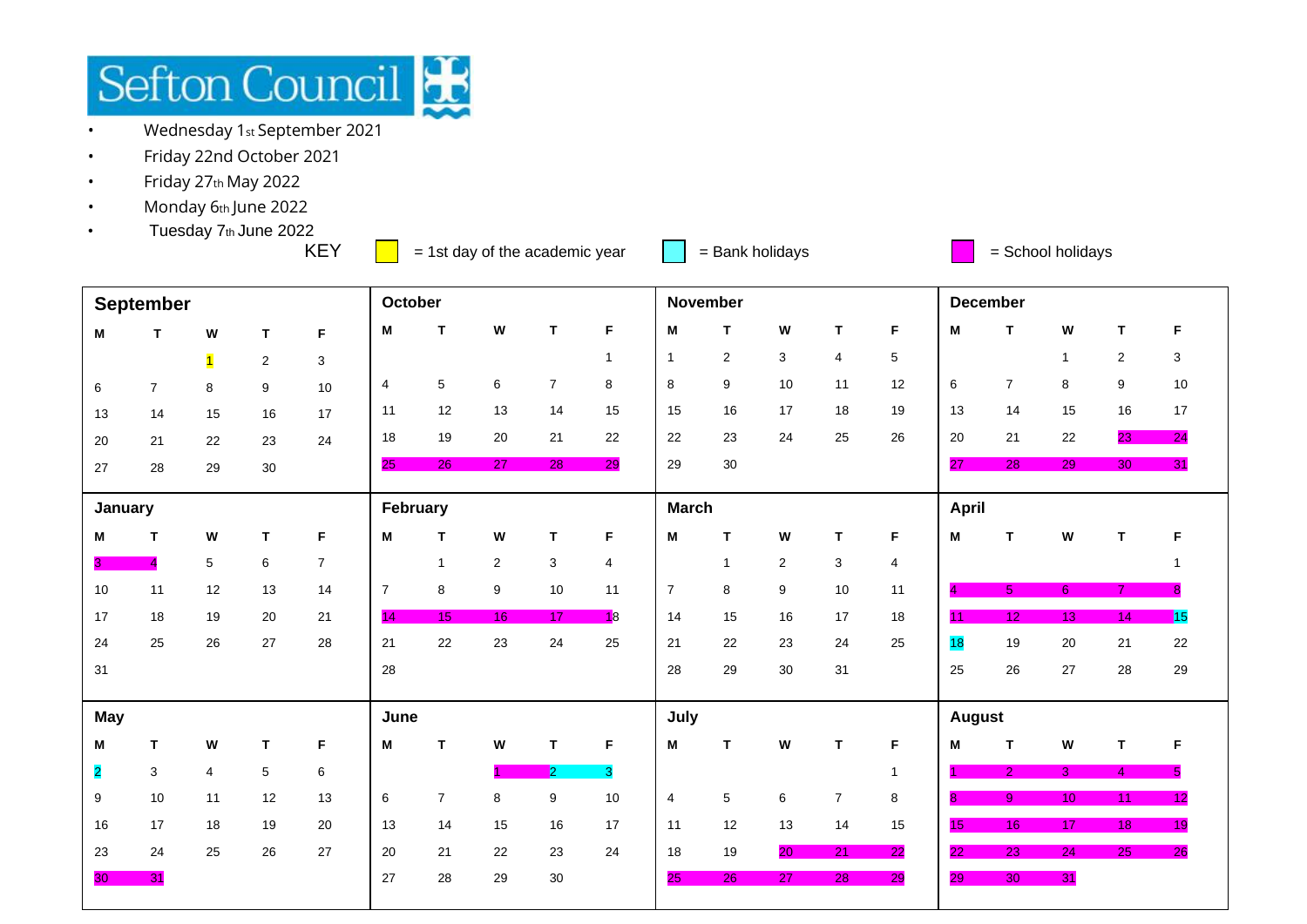Sefton Council

- Wednesday 1st September 2021
- Friday 22nd October 2021
- Friday 27th May 2022
- Monday 6th June 2022
- Tuesday 7th June 2022

KEY = 1st day of the academic year = Bank holidays = School holidays

**September**

| M | T | W | T | F |
|---|---|---|---|---|
| | | 1 | 2 | 3 |
| 6 | 7 | 8 | 9 | 10 |
| 13 | 14 | 15 | 16 | 17 |
| 20 | 21 | 22 | 23 | 24 |
| 27 | 28 | 29 | 30 | |

**October**

| M | T | W | T | F |
|---|---|---|---|---|
| | | | | 1 |
| 4 | 5 | 6 | 7 | 8 |
| 11 | 12 | 13 | 14 | 15 |
| 18 | 19 | 20 | 21 | 22 |
| 25 | 26 | 27 | 28 | 29 |

**November**

| M | T | W | T | F |
|---|---|---|---|---|
| 1 | 2 | 3 | 4 | 5 |
| 8 | 9 | 10 | 11 | 12 |
| 15 | 16 | 17 | 18 | 19 |
| 22 | 23 | 24 | 25 | 26 |
| 29 | 30 | | | |

**December**

| M | T | W | T | F |
|---|---|---|---|---|
| | | 1 | 2 | 3 |
| 6 | 7 | 8 | 9 | 10 |
| 13 | 14 | 15 | 16 | 17 |
| 20 | 21 | 22 | 23 | 24 |
| 27 | 28 | 29 | 30 | 31 |

**January**

| M | T | W | T | F |
|---|---|---|---|---|
| 3 | 4 | 5 | 6 | 7 |
| 10 | 11 | 12 | 13 | 14 |
| 17 | 18 | 19 | 20 | 21 |
| 24 | 25 | 26 | 27 | 28 |
| 31 | | | | |

**February**

| M | T | W | T | F |
|---|---|---|---|---|
| | 1 | 2 | 3 | 4 |
| 7 | 8 | 9 | 10 | 11 |
| 14 | 15 | 16 | 17 | 18 |
| 21 | 22 | 23 | 24 | 25 |
| 28 | | | | |

**March**

| M | T | W | T | F |
|---|---|---|---|---|
| | 1 | 2 | 3 | 4 |
| 7 | 8 | 9 | 10 | 11 |
| 14 | 15 | 16 | 17 | 18 |
| 21 | 22 | 23 | 24 | 25 |
| 28 | 29 | 30 | 31 | |

**April**

| M | T | W | T | F |
|---|---|---|---|---|
| | | | | 1 |
| 4 | 5 | 6 | 7 | 8 |
| 11 | 12 | 13 | 14 | 15 |
| 18 | 19 | 20 | 21 | 22 |
| 25 | 26 | 27 | 28 | 29 |

**May**

| M | T | W | T | F |
|---|---|---|---|---|
| 2 | 3 | 4 | 5 | 6 |
| 9 | 10 | 11 | 12 | 13 |
| 16 | 17 | 18 | 19 | 20 |
| 23 | 24 | 25 | 26 | 27 |
| 30 | 31 | | | |

**June**

| M | T | W | T | F |
|---|---|---|---|---|
| | | 1 | 2 | 3 |
| 6 | 7 | 8 | 9 | 10 |
| 13 | 14 | 15 | 16 | 17 |
| 20 | 21 | 22 | 23 | 24 |
| 27 | 28 | 29 | 30 | |

**July**

| M | T | W | T | F |
|---|---|---|---|---|
| | | | | 1 |
| 4 | 5 | 6 | 7 | 8 |
| 11 | 12 | 13 | 14 | 15 |
| 18 | 19 | 20 | 21 | 22 |
| 25 | 26 | 27 | 28 | 29 |

**August**

| M | T | W | T | F |
|---|---|---|---|---|
| 1 | 2 | 3 | 4 | 5 |
| 8 | 9 | 10 | 11 | 12 |
| 15 | 16 | 17 | 18 | 19 |
| 22 | 23 | 24 | 25 | 26 |
| 29 | 30 | 31 | | |